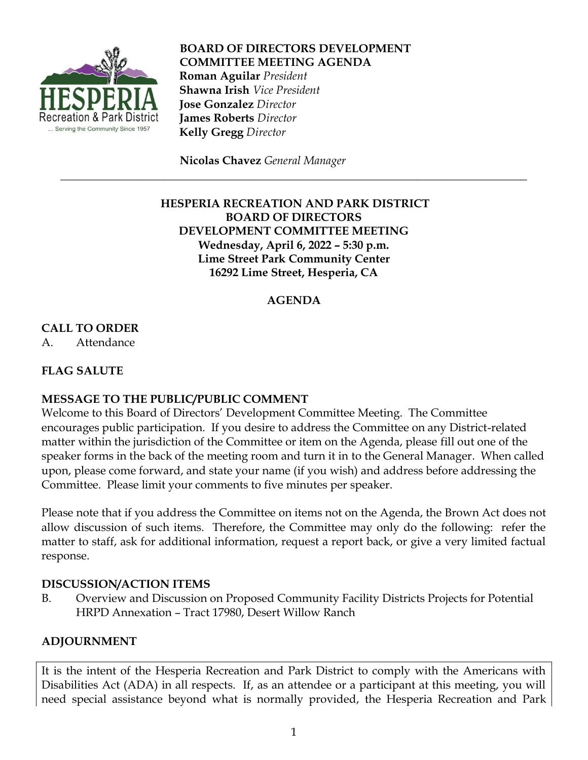**BOARD OF DIRECTORS DEVELOPMENT COMMITTEE MEETING AGENDA**

**Roman Aguilar** *President*
**Shawna Irish** *Vice President*
**Jose Gonzalez** *Director*
**James Roberts** *Director*
**Kelly Gregg** *Director*

**Nicolas Chavez** *General Manager*

---

**HESPERIA RECREATION AND PARK DISTRICT**
**BOARD OF DIRECTORS**
**DEVELOPMENT COMMITTEE MEETING**
**Wednesday, April 6, 2022 – 5:30 p.m.**
**Lime Street Park Community Center**
**16292 Lime Street, Hesperia, CA**

## AGENDA

### CALL TO ORDER

A. Attendance

### FLAG SALUTE

### MESSAGE TO THE PUBLIC/PUBLIC COMMENT

Welcome to this Board of Directors' Development Committee Meeting. The Committee encourages public participation. If you desire to address the Committee on any District-related matter within the jurisdiction of the Committee or item on the Agenda, please fill out one of the speaker forms in the back of the meeting room and turn it in to the General Manager. When called upon, please come forward, and state your name (if you wish) and address before addressing the Committee. Please limit your comments to five minutes per speaker.

Please note that if you address the Committee on items not on the Agenda, the Brown Act does not allow discussion of such items. Therefore, the Committee may only do the following: refer the matter to staff, ask for additional information, request a report back, or give a very limited factual response.

### DISCUSSION/ACTION ITEMS

B. Overview and Discussion on Proposed Community Facility Districts Projects for Potential HRPD Annexation – Tract 17980, Desert Willow Ranch

### ADJOURNMENT

It is the intent of the Hesperia Recreation and Park District to comply with the Americans with Disabilities Act (ADA) in all respects. If, as an attendee or a participant at this meeting, you will need special assistance beyond what is normally provided, the Hesperia Recreation and Park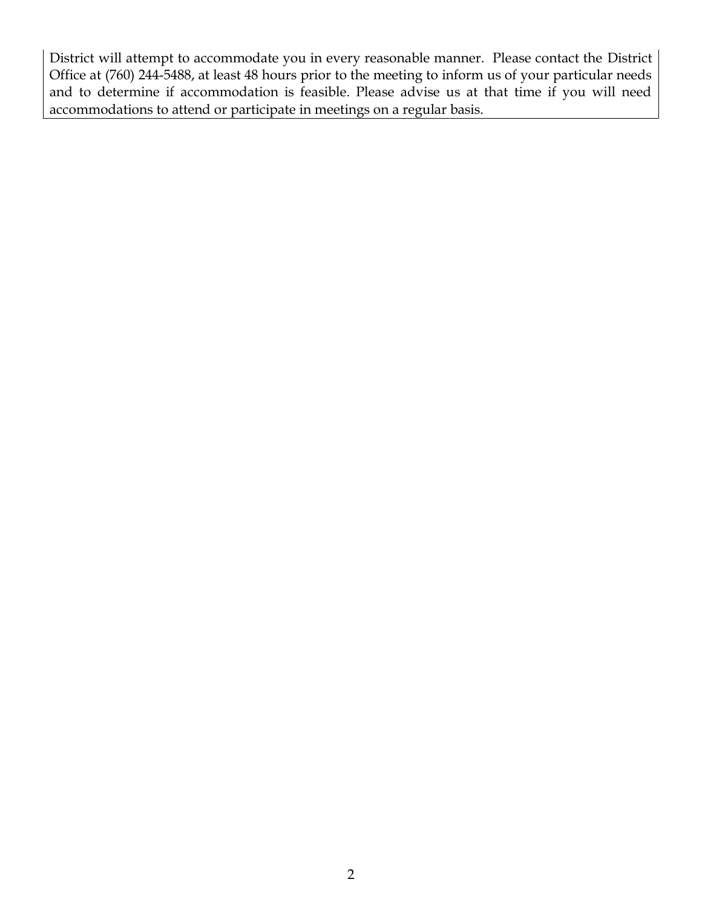District will attempt to accommodate you in every reasonable manner. Please contact the District Office at (760) 244-5488, at least 48 hours prior to the meeting to inform us of your particular needs and to determine if accommodation is feasible. Please advise us at that time if you will need accommodations to attend or participate in meetings on a regular basis.